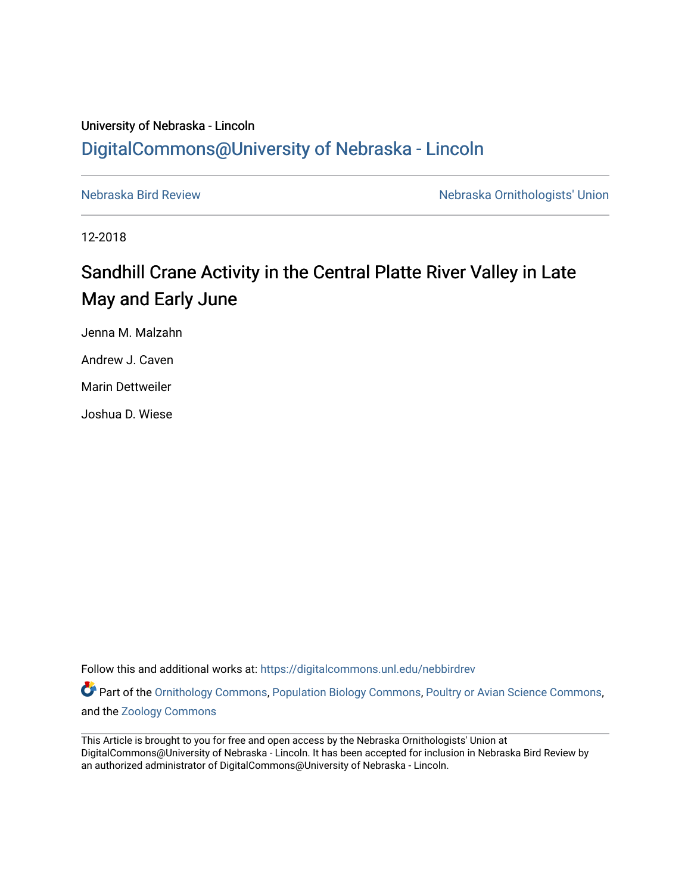University of Nebraska - Lincoln

[DigitalCommons@University of Nebraska - Lincoln](https://digitalcommons.unl.edu)

Nebraska Bird Review | Nebraska Ornithologists' Union

12-2018

# Sandhill Crane Activity in the Central Platte River Valley in Late May and Early June

Jenna M. Malzahn

Andrew J. Caven

Marin Dettweiler

Joshua D. Wiese

Follow this and additional works at: https://digitalcommons.unl.edu/nebbirdrev

Part of the Ornithology Commons, Population Biology Commons, Poultry or Avian Science Commons, and the Zoology Commons

This Article is brought to you for free and open access by the Nebraska Ornithologists' Union at DigitalCommons@University of Nebraska - Lincoln. It has been accepted for inclusion in Nebraska Bird Review by an authorized administrator of DigitalCommons@University of Nebraska - Lincoln.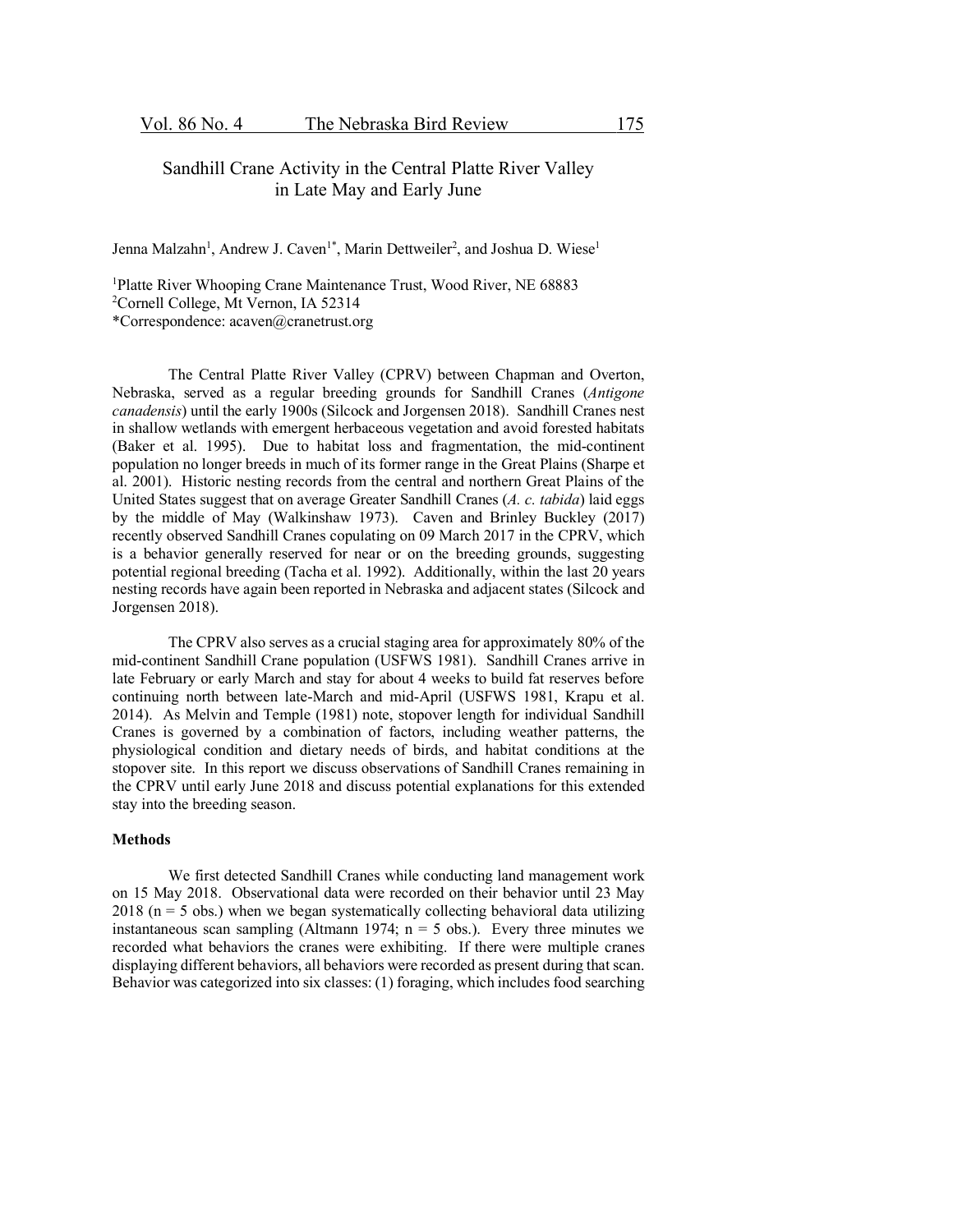# Sandhill Crane Activity in the Central Platte River Valley in Late May and Early June

Jenna Malzahn[1], Andrew J. Caven[1*], Marin Dettweiler[2], and Joshua D. Wiese[1]

[1]Platte River Whooping Crane Maintenance Trust, Wood River, NE 68883
[2]Cornell College, Mt Vernon, IA 52314
*Correspondence: acaven@cranetrust.org

The Central Platte River Valley (CPRV) between Chapman and Overton, Nebraska, served as a regular breeding grounds for Sandhill Cranes (*Antigone canadensis*) until the early 1900s (Silcock and Jorgensen 2018). Sandhill Cranes nest in shallow wetlands with emergent herbaceous vegetation and avoid forested habitats (Baker et al. 1995). Due to habitat loss and fragmentation, the mid-continent population no longer breeds in much of its former range in the Great Plains (Sharpe et al. 2001). Historic nesting records from the central and northern Great Plains of the United States suggest that on average Greater Sandhill Cranes (*A. c. tabida*) laid eggs by the middle of May (Walkinshaw 1973). Caven and Brinley Buckley (2017) recently observed Sandhill Cranes copulating on 09 March 2017 in the CPRV, which is a behavior generally reserved for near or on the breeding grounds, suggesting potential regional breeding (Tacha et al. 1992). Additionally, within the last 20 years nesting records have again been reported in Nebraska and adjacent states (Silcock and Jorgensen 2018).

The CPRV also serves as a crucial staging area for approximately 80% of the mid-continent Sandhill Crane population (USFWS 1981). Sandhill Cranes arrive in late February or early March and stay for about 4 weeks to build fat reserves before continuing north between late-March and mid-April (USFWS 1981, Krapu et al. 2014). As Melvin and Temple (1981) note, stopover length for individual Sandhill Cranes is governed by a combination of factors, including weather patterns, the physiological condition and dietary needs of birds, and habitat conditions at the stopover site. In this report we discuss observations of Sandhill Cranes remaining in the CPRV until early June 2018 and discuss potential explanations for this extended stay into the breeding season.

**Methods**

We first detected Sandhill Cranes while conducting land management work on 15 May 2018. Observational data were recorded on their behavior until 23 May 2018 (n = 5 obs.) when we began systematically collecting behavioral data utilizing instantaneous scan sampling (Altmann 1974; n = 5 obs.). Every three minutes we recorded what behaviors the cranes were exhibiting. If there were multiple cranes displaying different behaviors, all behaviors were recorded as present during that scan. Behavior was categorized into six classes: (1) foraging, which includes food searching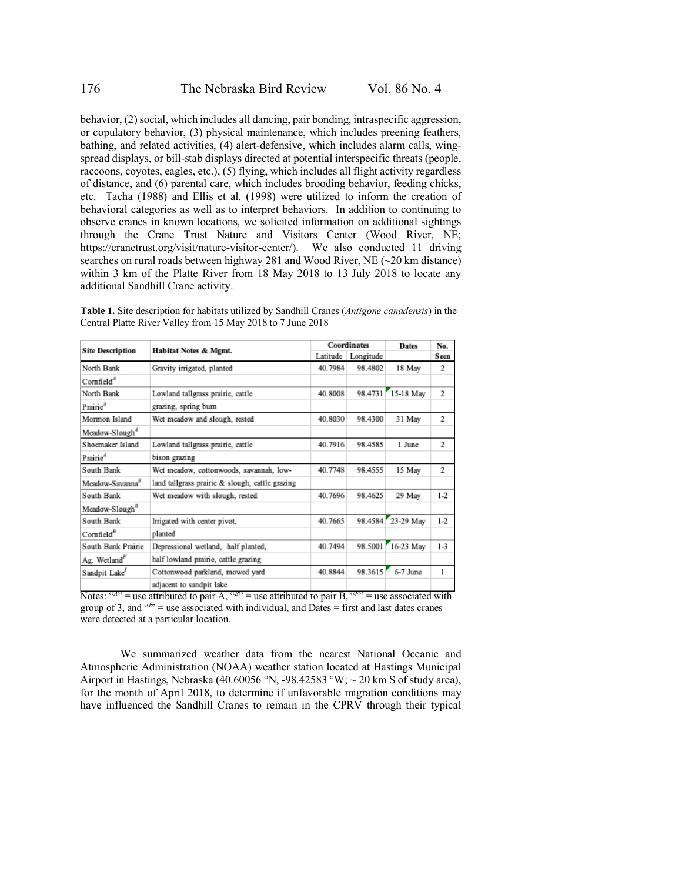behavior, (2) social, which includes all dancing, pair bonding, intraspecific aggression, or copulatory behavior, (3) physical maintenance, which includes preening feathers, bathing, and related activities, (4) alert-defensive, which includes alarm calls, wing-spread displays, or bill-stab displays directed at potential interspecific threats (people, raccoons, coyotes, eagles, etc.), (5) flying, which includes all flight activity regardless of distance, and (6) parental care, which includes brooding behavior, feeding chicks, etc. Tacha (1988) and Ellis et al. (1998) were utilized to inform the creation of behavioral categories as well as to interpret behaviors. In addition to continuing to observe cranes in known locations, we solicited information on additional sightings through the Crane Trust Nature and Visitors Center (Wood River, NE; https://cranetrust.org/visit/nature-visitor-center/). We also conducted 11 driving searches on rural roads between highway 281 and Wood River, NE (~20 km distance) within 3 km of the Platte River from 18 May 2018 to 13 July 2018 to locate any additional Sandhill Crane activity.

**Table 1.** Site description for habitats utilized by Sandhill Cranes (*Antigone canadensis*) in the Central Platte River Valley from 15 May 2018 to 7 June 2018

| Site Description | Habitat Notes & Mgmt. | Coordinates | | Dates | No. |
|---|---|---|---|---|---|
| | | Latitude | Longitude | | Seen |
| North Bank Cornfield[A] | Gravity irrigated, planted | 40.7984 | 98.4802 | 18 May | 2 |
| North Bank Prairie[A] | Lowland tallgrass prairie, cattle grazing, spring burn | 40.8008 | 98.4731 | 15-18 May | 2 |
| Mormon Island Meadow-Slough[A] | Wet meadow and slough, rested | 40.8030 | 98.4300 | 31 May | 2 |
| Shoemaker Island Prairie[A] | Lowland tallgrass prairie, cattle bison grazing | 40.7916 | 98.4585 | 1 June | 2 |
| South Bank Meadow-Savanna[B] | Wet meadow, cottonwoods, savannah, low-land tallgrass prairie & slough, cattle grazing | 40.7748 | 98.4555 | 15 May | 2 |
| South Bank Meadow-Slough[B] | Wet meadow with slough, rested | 40.7696 | 98.4625 | 29 May | 1-2 |
| South Bank Cornfield[B] | Irrigated with center pivot, planted | 40.7665 | 98.4584 | 23-29 May | 1-2 |
| South Bank Prairie Ag. Wetland[F] | Depressional wetland, half planted, half lowland prairie, cattle grazing | 40.7494 | 98.5001 | 16-23 May | 1-3 |
| Sandpit Lake[I] | Cottonwood parkland, mowed yard adjacent to sandpit lake | 40.8844 | 98.3615 | 6-7 June | 1 |

Notes: "[A]" = use attributed to pair A, "[B]" = use attributed to pair B, "[F]" = use associated with group of 3, and "[I]" = use associated with individual, and Dates = first and last dates cranes were detected at a particular location.

We summarized weather data from the nearest National Oceanic and Atmospheric Administration (NOAA) weather station located at Hastings Municipal Airport in Hastings, Nebraska (40.60056 °N, -98.42583 °W; ~ 20 km S of study area), for the month of April 2018, to determine if unfavorable migration conditions may have influenced the Sandhill Cranes to remain in the CPRV through their typical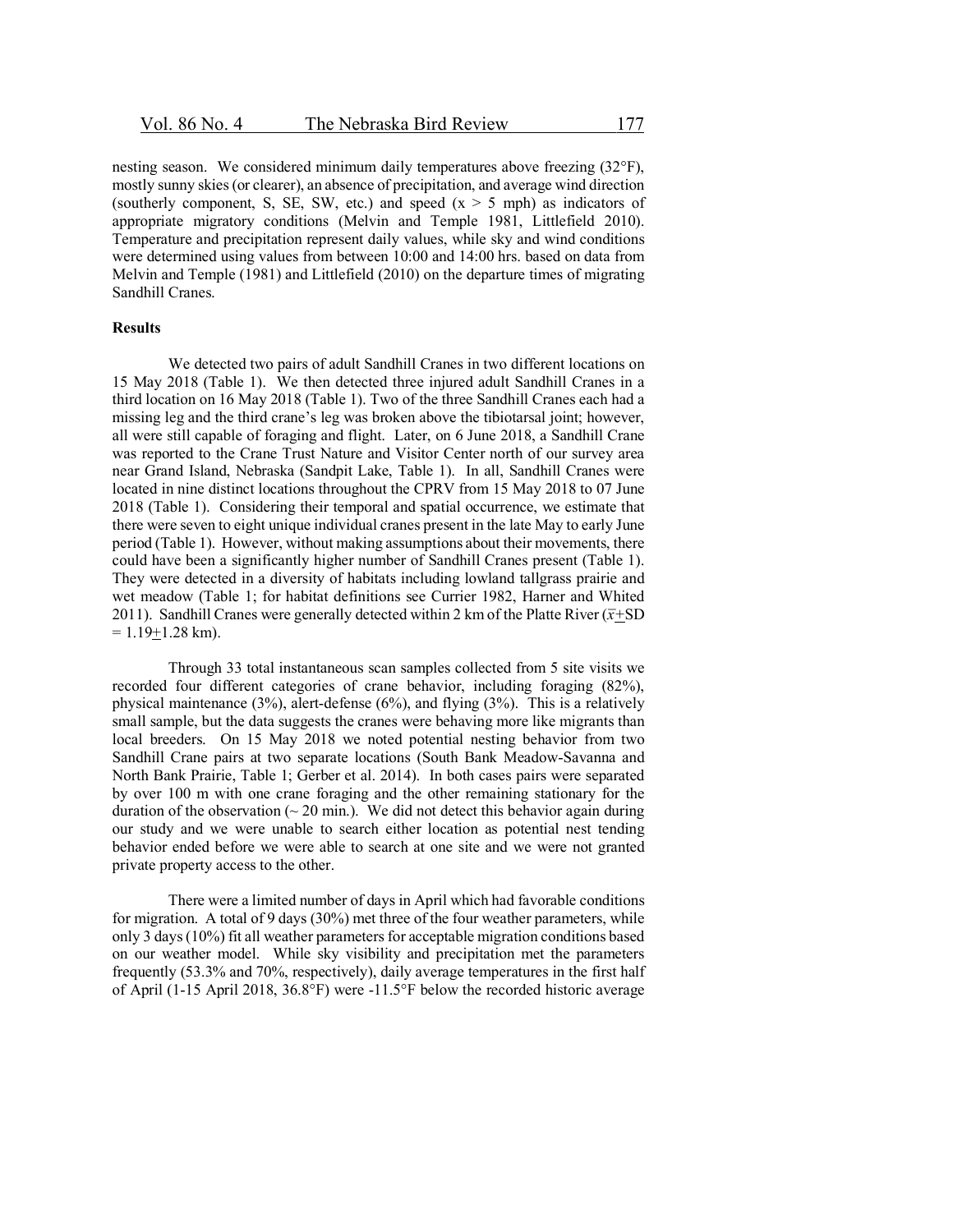nesting season. We considered minimum daily temperatures above freezing (32°F), mostly sunny skies (or clearer), an absence of precipitation, and average wind direction (southerly component, S, SE, SW, etc.) and speed ($x > 5$ mph) as indicators of appropriate migratory conditions (Melvin and Temple 1981, Littlefield 2010). Temperature and precipitation represent daily values, while sky and wind conditions were determined using values from between 10:00 and 14:00 hrs. based on data from Melvin and Temple (1981) and Littlefield (2010) on the departure times of migrating Sandhill Cranes.

**Results**

We detected two pairs of adult Sandhill Cranes in two different locations on 15 May 2018 (Table 1). We then detected three injured adult Sandhill Cranes in a third location on 16 May 2018 (Table 1). Two of the three Sandhill Cranes each had a missing leg and the third crane's leg was broken above the tibiotarsal joint; however, all were still capable of foraging and flight. Later, on 6 June 2018, a Sandhill Crane was reported to the Crane Trust Nature and Visitor Center north of our survey area near Grand Island, Nebraska (Sandpit Lake, Table 1). In all, Sandhill Cranes were located in nine distinct locations throughout the CPRV from 15 May 2018 to 07 June 2018 (Table 1). Considering their temporal and spatial occurrence, we estimate that there were seven to eight unique individual cranes present in the late May to early June period (Table 1). However, without making assumptions about their movements, there could have been a significantly higher number of Sandhill Cranes present (Table 1). They were detected in a diversity of habitats including lowland tallgrass prairie and wet meadow (Table 1; for habitat definitions see Currier 1982, Harner and Whited 2011). Sandhill Cranes were generally detected within 2 km of the Platte River ($\bar{x} \pm$SD $= 1.19 \pm 1.28$ km).

Through 33 total instantaneous scan samples collected from 5 site visits we recorded four different categories of crane behavior, including foraging (82%), physical maintenance (3%), alert-defense (6%), and flying (3%). This is a relatively small sample, but the data suggests the cranes were behaving more like migrants than local breeders. On 15 May 2018 we noted potential nesting behavior from two Sandhill Crane pairs at two separate locations (South Bank Meadow-Savanna and North Bank Prairie, Table 1; Gerber et al. 2014). In both cases pairs were separated by over 100 m with one crane foraging and the other remaining stationary for the duration of the observation (~ 20 min.). We did not detect this behavior again during our study and we were unable to search either location as potential nest tending behavior ended before we were able to search at one site and we were not granted private property access to the other.

There were a limited number of days in April which had favorable conditions for migration. A total of 9 days (30%) met three of the four weather parameters, while only 3 days (10%) fit all weather parameters for acceptable migration conditions based on our weather model. While sky visibility and precipitation met the parameters frequently (53.3% and 70%, respectively), daily average temperatures in the first half of April (1-15 April 2018, 36.8°F) were -11.5°F below the recorded historic average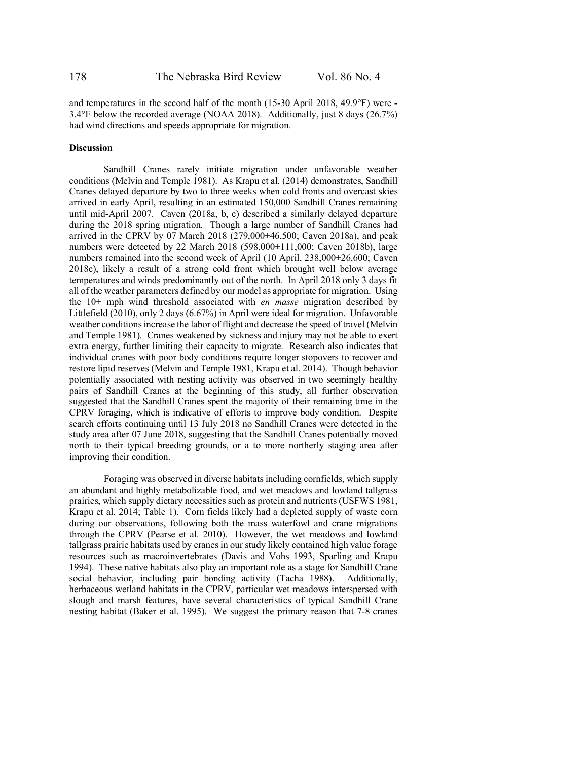and temperatures in the second half of the month (15-30 April 2018, 49.9°F) were -3.4°F below the recorded average (NOAA 2018). Additionally, just 8 days (26.7%) had wind directions and speeds appropriate for migration.

**Discussion**

Sandhill Cranes rarely initiate migration under unfavorable weather conditions (Melvin and Temple 1981). As Krapu et al. (2014) demonstrates, Sandhill Cranes delayed departure by two to three weeks when cold fronts and overcast skies arrived in early April, resulting in an estimated 150,000 Sandhill Cranes remaining until mid-April 2007. Caven (2018a, b, c) described a similarly delayed departure during the 2018 spring migration. Though a large number of Sandhill Cranes had arrived in the CPRV by 07 March 2018 (279,000±46,500; Caven 2018a), and peak numbers were detected by 22 March 2018 (598,000±111,000; Caven 2018b), large numbers remained into the second week of April (10 April, 238,000±26,600; Caven 2018c), likely a result of a strong cold front which brought well below average temperatures and winds predominantly out of the north. In April 2018 only 3 days fit all of the weather parameters defined by our model as appropriate for migration. Using the 10+ mph wind threshold associated with *en masse* migration described by Littlefield (2010), only 2 days (6.67%) in April were ideal for migration. Unfavorable weather conditions increase the labor of flight and decrease the speed of travel (Melvin and Temple 1981). Cranes weakened by sickness and injury may not be able to exert extra energy, further limiting their capacity to migrate. Research also indicates that individual cranes with poor body conditions require longer stopovers to recover and restore lipid reserves (Melvin and Temple 1981, Krapu et al. 2014). Though behavior potentially associated with nesting activity was observed in two seemingly healthy pairs of Sandhill Cranes at the beginning of this study, all further observation suggested that the Sandhill Cranes spent the majority of their remaining time in the CPRV foraging, which is indicative of efforts to improve body condition. Despite search efforts continuing until 13 July 2018 no Sandhill Cranes were detected in the study area after 07 June 2018, suggesting that the Sandhill Cranes potentially moved north to their typical breeding grounds, or a to more northerly staging area after improving their condition.

Foraging was observed in diverse habitats including cornfields, which supply an abundant and highly metabolizable food, and wet meadows and lowland tallgrass prairies, which supply dietary necessities such as protein and nutrients (USFWS 1981, Krapu et al. 2014; Table 1). Corn fields likely had a depleted supply of waste corn during our observations, following both the mass waterfowl and crane migrations through the CPRV (Pearse et al. 2010). However, the wet meadows and lowland tallgrass prairie habitats used by cranes in our study likely contained high value forage resources such as macroinvertebrates (Davis and Vohs 1993, Sparling and Krapu 1994). These native habitats also play an important role as a stage for Sandhill Crane social behavior, including pair bonding activity (Tacha 1988). Additionally, herbaceous wetland habitats in the CPRV, particular wet meadows interspersed with slough and marsh features, have several characteristics of typical Sandhill Crane nesting habitat (Baker et al. 1995). We suggest the primary reason that 7-8 cranes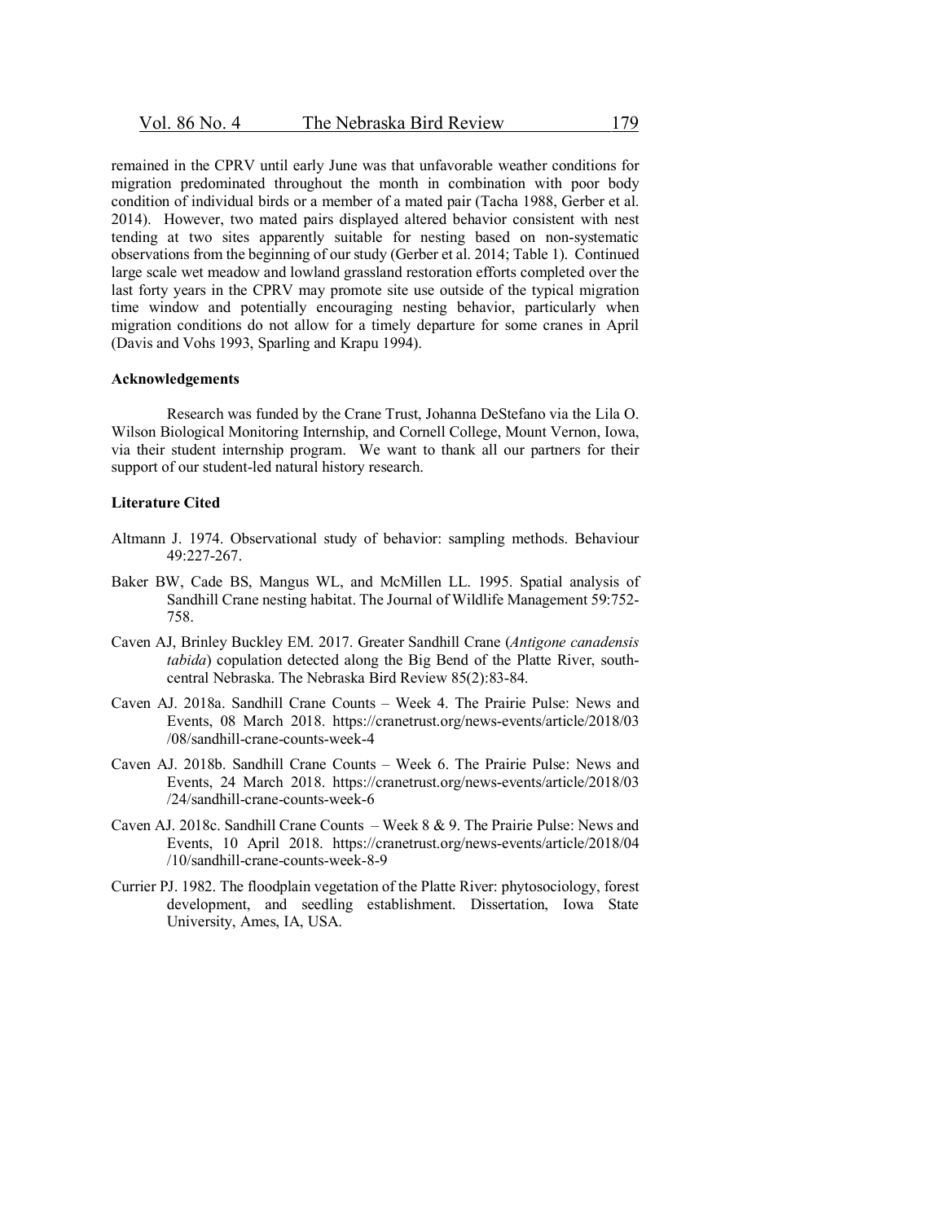remained in the CPRV until early June was that unfavorable weather conditions for migration predominated throughout the month in combination with poor body condition of individual birds or a member of a mated pair (Tacha 1988, Gerber et al. 2014). However, two mated pairs displayed altered behavior consistent with nest tending at two sites apparently suitable for nesting based on non-systematic observations from the beginning of our study (Gerber et al. 2014; Table 1). Continued large scale wet meadow and lowland grassland restoration efforts completed over the last forty years in the CPRV may promote site use outside of the typical migration time window and potentially encouraging nesting behavior, particularly when migration conditions do not allow for a timely departure for some cranes in April (Davis and Vohs 1993, Sparling and Krapu 1994).

### Acknowledgements

Research was funded by the Crane Trust, Johanna DeStefano via the Lila O. Wilson Biological Monitoring Internship, and Cornell College, Mount Vernon, Iowa, via their student internship program. We want to thank all our partners for their support of our student-led natural history research.

### Literature Cited

Altmann J. 1974. Observational study of behavior: sampling methods. Behaviour 49:227-267.

Baker BW, Cade BS, Mangus WL, and McMillen LL. 1995. Spatial analysis of Sandhill Crane nesting habitat. The Journal of Wildlife Management 59:752-758.

Caven AJ, Brinley Buckley EM. 2017. Greater Sandhill Crane (*Antigone canadensis tabida*) copulation detected along the Big Bend of the Platte River, south-central Nebraska. The Nebraska Bird Review 85(2):83-84.

Caven AJ. 2018a. Sandhill Crane Counts – Week 4. The Prairie Pulse: News and Events, 08 March 2018. https://cranetrust.org/news-events/article/2018/03/08/sandhill-crane-counts-week-4

Caven AJ. 2018b. Sandhill Crane Counts – Week 6. The Prairie Pulse: News and Events, 24 March 2018. https://cranetrust.org/news-events/article/2018/03/24/sandhill-crane-counts-week-6

Caven AJ. 2018c. Sandhill Crane Counts – Week 8 & 9. The Prairie Pulse: News and Events, 10 April 2018. https://cranetrust.org/news-events/article/2018/04/10/sandhill-crane-counts-week-8-9

Currier PJ. 1982. The floodplain vegetation of the Platte River: phytosociology, forest development, and seedling establishment. Dissertation, Iowa State University, Ames, IA, USA.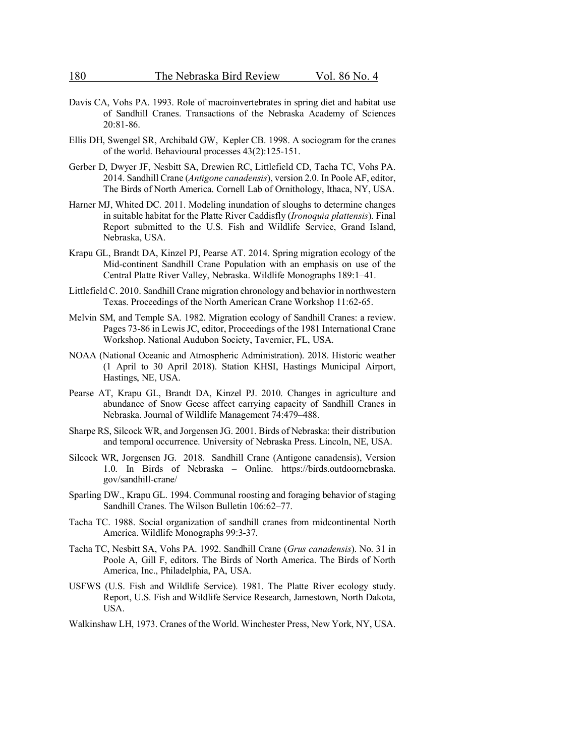Davis CA, Vohs PA. 1993. Role of macroinvertebrates in spring diet and habitat use of Sandhill Cranes. Transactions of the Nebraska Academy of Sciences 20:81-86.

Ellis DH, Swengel SR, Archibald GW, Kepler CB. 1998. A sociogram for the cranes of the world. Behavioural processes 43(2):125-151.

Gerber D, Dwyer JF, Nesbitt SA, Drewien RC, Littlefield CD, Tacha TC, Vohs PA. 2014. Sandhill Crane (*Antigone canadensis*), version 2.0. In Poole AF, editor, The Birds of North America. Cornell Lab of Ornithology, Ithaca, NY, USA.

Harner MJ, Whited DC. 2011. Modeling inundation of sloughs to determine changes in suitable habitat for the Platte River Caddisfly (*Ironoquia plattensis*). Final Report submitted to the U.S. Fish and Wildlife Service, Grand Island, Nebraska, USA.

Krapu GL, Brandt DA, Kinzel PJ, Pearse AT. 2014. Spring migration ecology of the Mid-continent Sandhill Crane Population with an emphasis on use of the Central Platte River Valley, Nebraska. Wildlife Monographs 189:1–41.

Littlefield C. 2010. Sandhill Crane migration chronology and behavior in northwestern Texas. Proceedings of the North American Crane Workshop 11:62-65.

Melvin SM, and Temple SA. 1982. Migration ecology of Sandhill Cranes: a review. Pages 73-86 in Lewis JC, editor, Proceedings of the 1981 International Crane Workshop. National Audubon Society, Tavernier, FL, USA.

NOAA (National Oceanic and Atmospheric Administration). 2018. Historic weather (1 April to 30 April 2018). Station KHSI, Hastings Municipal Airport, Hastings, NE, USA.

Pearse AT, Krapu GL, Brandt DA, Kinzel PJ. 2010. Changes in agriculture and abundance of Snow Geese affect carrying capacity of Sandhill Cranes in Nebraska. Journal of Wildlife Management 74:479–488.

Sharpe RS, Silcock WR, and Jorgensen JG. 2001. Birds of Nebraska: their distribution and temporal occurrence. University of Nebraska Press. Lincoln, NE, USA.

Silcock WR, Jorgensen JG. 2018. Sandhill Crane (Antigone canadensis), Version 1.0. In Birds of Nebraska – Online. https://birds.outdoornebraska.gov/sandhill-crane/

Sparling DW., Krapu GL. 1994. Communal roosting and foraging behavior of staging Sandhill Cranes. The Wilson Bulletin 106:62–77.

Tacha TC. 1988. Social organization of sandhill cranes from midcontinental North America. Wildlife Monographs 99:3-37.

Tacha TC, Nesbitt SA, Vohs PA. 1992. Sandhill Crane (*Grus canadensis*). No. 31 in Poole A, Gill F, editors. The Birds of North America. The Birds of North America, Inc., Philadelphia, PA, USA.

USFWS (U.S. Fish and Wildlife Service). 1981. The Platte River ecology study. Report, U.S. Fish and Wildlife Service Research, Jamestown, North Dakota, USA.

Walkinshaw LH, 1973. Cranes of the World. Winchester Press, New York, NY, USA.